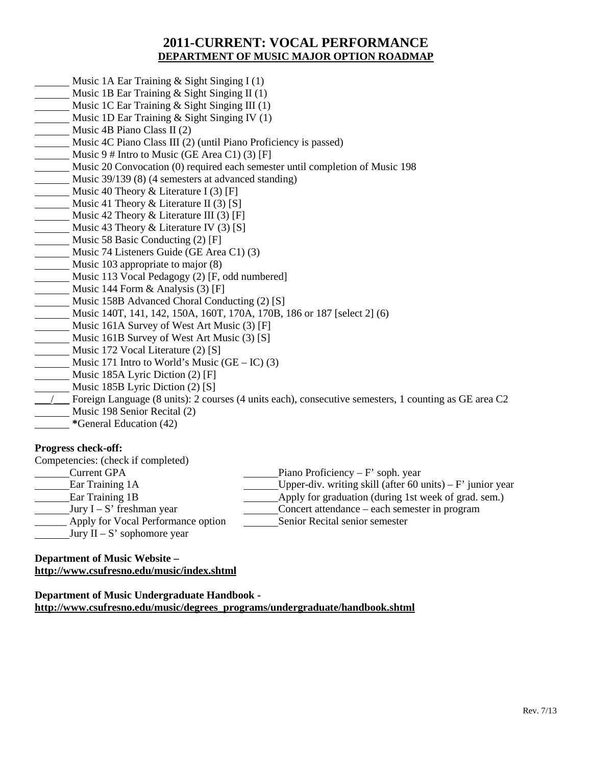## 2011-CURRENT: VOCAL PERFORMANCE

**DEPARTMENT OF MUSIC MAJOR OPTION ROADMAP**

_______ Music 1A Ear Training & Sight Singing I (1)
_______ Music 1B Ear Training & Sight Singing II (1)
_______ Music 1C Ear Training & Sight Singing III (1)
_______ Music 1D Ear Training & Sight Singing IV (1)
_______ Music 4B Piano Class II (2)
_______ Music 4C Piano Class III (2) (until Piano Proficiency is passed)
_______ Music 9 # Intro to Music (GE Area C1) (3) [F]
_______ Music 20 Convocation (0) required each semester until completion of Music 198
_______ Music 39/139 (8) (4 semesters at advanced standing)
_______ Music 40 Theory & Literature I (3) [F]
_______ Music 41 Theory & Literature II (3) [S]
_______ Music 42 Theory & Literature III (3) [F]
_______ Music 43 Theory & Literature IV (3) [S]
_______ Music 58 Basic Conducting (2) [F]
_______ Music 74 Listeners Guide (GE Area C1) (3)
_______ Music 103 appropriate to major (8)
_______ Music 113 Vocal Pedagogy (2) [F, odd numbered]
_______ Music 144 Form & Analysis (3) [F]
_______ Music 158B Advanced Choral Conducting (2) [S]
_______ Music 140T, 141, 142, 150A, 160T, 170A, 170B, 186 or 187 [select 2] (6)
_______ Music 161A Survey of West Art Music (3) [F]
_______ Music 161B Survey of West Art Music (3) [S]
_______ Music 172 Vocal Literature (2) [S]
_______ Music 171 Intro to World's Music (GE – IC) (3)
_______ Music 185A Lyric Diction (2) [F]
_______ Music 185B Lyric Diction (2) [S]
___/___ Foreign Language (8 units): 2 courses (4 units each), consecutive semesters, 1 counting as GE area C2
_______ Music 198 Senior Recital (2)
_______ *General Education (42)

**Progress check-off:**

Competencies: (check if completed)

_______Current GPA
_______Ear Training 1A
_______Ear Training 1B
_______Jury I – S' freshman year
_______ Apply for Vocal Performance option
_______Jury II – S' sophomore year
_______Piano Proficiency – F' soph. year
_______Upper-div. writing skill (after 60 units) – F' junior year
_______Apply for graduation (during 1st week of grad. sem.)
_______Concert attendance – each semester in program
_______Senior Recital senior semester

**Department of Music Website –**
**http://www.csufresno.edu/music/index.shtml**

**Department of Music Undergraduate Handbook -**
**http://www.csufresno.edu/music/degrees_programs/undergraduate/handbook.shtml**

Rev. 7/13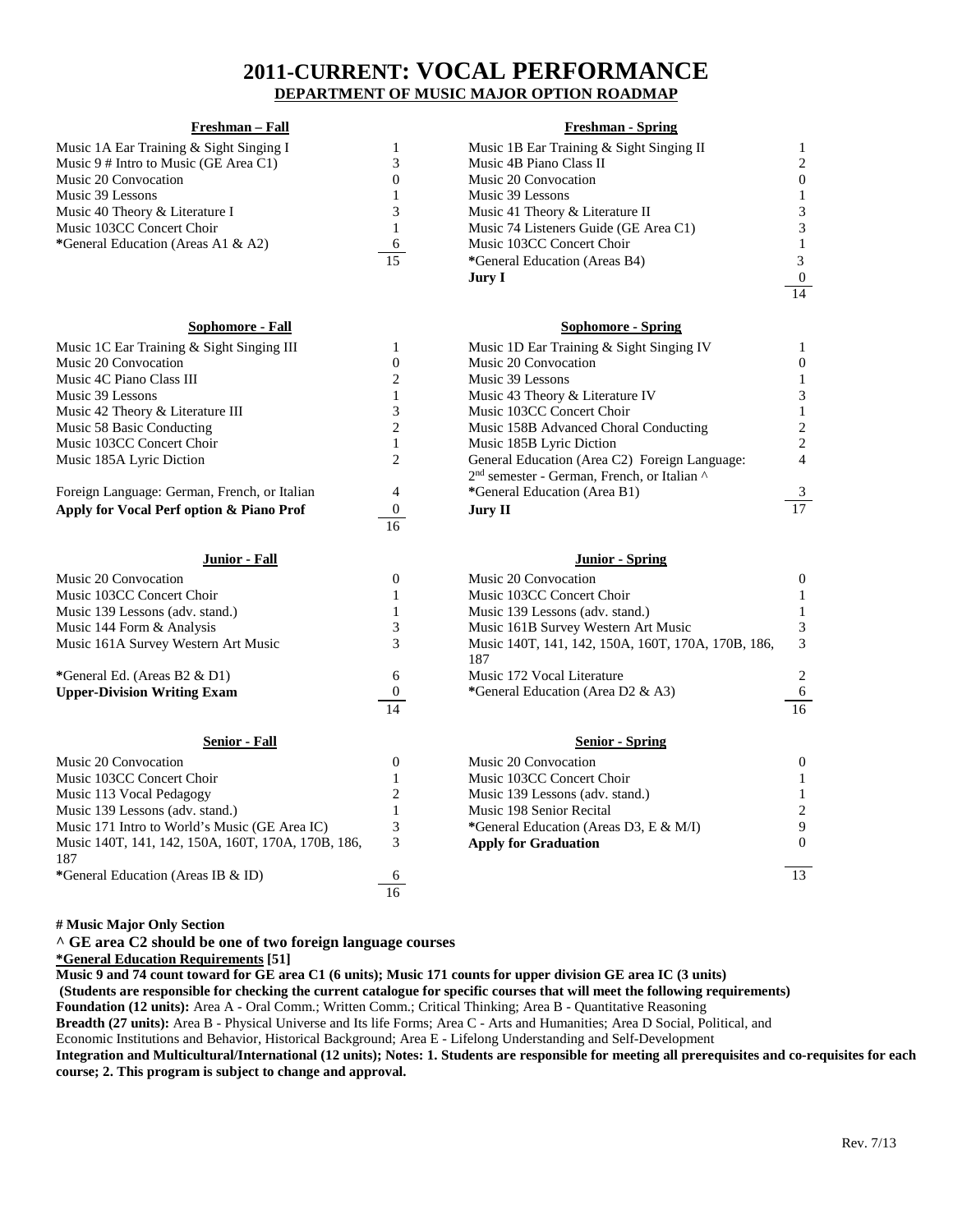# 2011-CURRENT: VOCAL PERFORMANCE

## DEPARTMENT OF MUSIC MAJOR OPTION ROADMAP

| **Freshman – Fall** | | **Freshman - Spring** | |
|---|---|---|---|
| Music 1A Ear Training & Sight Singing I | 1 | Music 1B Ear Training & Sight Singing II | 1 |
| Music 9 # Intro to Music (GE Area C1) | 3 | Music 4B Piano Class II | 2 |
| Music 20 Convocation | 0 | Music 20 Convocation | 0 |
| Music 39 Lessons | 1 | Music 39 Lessons | 1 |
| Music 40 Theory & Literature I | 3 | Music 41 Theory & Literature II | 3 |
| Music 103CC Concert Choir | 1 | Music 74 Listeners Guide (GE Area C1) | 3 |
| *General Education (Areas A1 & A2) | 6 | Music 103CC Concert Choir | 1 |
| | 15 | *General Education (Areas B4) | 3 |
| | | **Jury I** | 0 |
| | | | 14 |

| **Sophomore - Fall** | | **Sophomore - Spring** | |
|---|---|---|---|
| Music 1C Ear Training & Sight Singing III | 1 | Music 1D Ear Training & Sight Singing IV | 1 |
| Music 20 Convocation | 0 | Music 20 Convocation | 0 |
| Music 4C Piano Class III | 2 | Music 39 Lessons | 1 |
| Music 39 Lessons | 1 | Music 43 Theory & Literature IV | 3 |
| Music 42 Theory & Literature III | 3 | Music 103CC Concert Choir | 1 |
| Music 58 Basic Conducting | 2 | Music 158B Advanced Choral Conducting | 2 |
| Music 103CC Concert Choir | 1 | Music 185B Lyric Diction | 2 |
| Music 185A Lyric Diction | 2 | General Education (Area C2) Foreign Language: 2nd semester - German, French, or Italian ^ | 4 |
| Foreign Language: German, French, or Italian | 4 | *General Education (Area B1) | 3 |
| **Apply for Vocal Perf option & Piano Prof** | 0 | **Jury II** | 17 |
| | 16 | | |

| **Junior - Fall** | | **Junior - Spring** | |
|---|---|---|---|
| Music 20 Convocation | 0 | Music 20 Convocation | 0 |
| Music 103CC Concert Choir | 1 | Music 103CC Concert Choir | 1 |
| Music 139 Lessons (adv. stand.) | 1 | Music 139 Lessons (adv. stand.) | 1 |
| Music 144 Form & Analysis | 3 | Music 161B Survey Western Art Music | 3 |
| Music 161A Survey Western Art Music | 3 | Music 140T, 141, 142, 150A, 160T, 170A, 170B, 186, 187 | 3 |
| *General Ed. (Areas B2 & D1) | 6 | Music 172 Vocal Literature | 2 |
| **Upper-Division Writing Exam** | 0 | *General Education (Area D2 & A3) | 6 |
| | 14 | | 16 |

| **Senior - Fall** | | **Senior - Spring** | |
|---|---|---|---|
| Music 20 Convocation | 0 | Music 20 Convocation | 0 |
| Music 103CC Concert Choir | 1 | Music 103CC Concert Choir | 1 |
| Music 113 Vocal Pedagogy | 2 | Music 139 Lessons (adv. stand.) | 1 |
| Music 139 Lessons (adv. stand.) | 1 | Music 198 Senior Recital | 2 |
| Music 171 Intro to World's Music (GE Area IC) | 3 | *General Education (Areas D3, E & M/I) | 9 |
| Music 140T, 141, 142, 150A, 160T, 170A, 170B, 186, 187 | 3 | **Apply for Graduation** | 0 |
| *General Education (Areas IB & ID) | 6 | | 13 |
| | 16 | | |

**# Music Major Only Section**

**^ GE area C2 should be one of two foreign language courses**

**\*General Education Requirements [51]**

**Music 9 and 74 count toward for GE area C1 (6 units); Music 171 counts for upper division GE area IC (3 units)**

**(Students are responsible for checking the current catalogue for specific courses that will meet the following requirements)**

**Foundation (12 units):** Area A - Oral Comm.; Written Comm.; Critical Thinking; Area B - Quantitative Reasoning

**Breadth (27 units):** Area B - Physical Universe and Its life Forms; Area C - Arts and Humanities; Area D Social, Political, and Economic Institutions and Behavior, Historical Background; Area E - Lifelong Understanding and Self-Development

**Integration and Multicultural/International (12 units); Notes: 1. Students are responsible for meeting all prerequisites and co-requisites for each course; 2. This program is subject to change and approval.**

Rev. 7/13